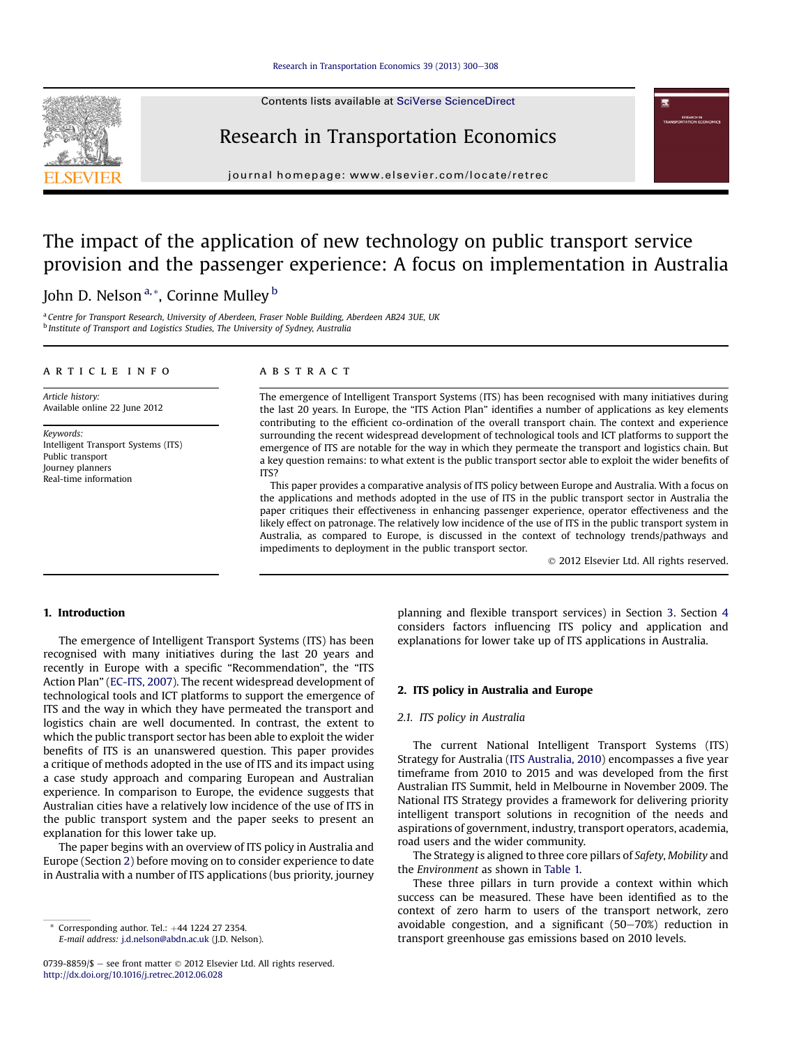# The impact of the application of new technology on public transport service provision and the passenger experience: A focus on implementation in Australia

John D. Nelson [a,*], Corinne Mulley [b]

[a] Centre for Transport Research, University of Aberdeen, Fraser Noble Building, Aberdeen AB24 3UE, UK
[b] Institute of Transport and Logistics Studies, The University of Sydney, Australia

## ARTICLE INFO

*Article history:*
Available online 22 June 2012

*Keywords:*
Intelligent Transport Systems (ITS)
Public transport
Journey planners
Real-time information

## ABSTRACT

The emergence of Intelligent Transport Systems (ITS) has been recognised with many initiatives during the last 20 years. In Europe, the "ITS Action Plan" identifies a number of applications as key elements contributing to the efficient co-ordination of the overall transport chain. The context and experience surrounding the recent widespread development of technological tools and ICT platforms to support the emergence of ITS are notable for the way in which they permeate the transport and logistics chain. But a key question remains: to what extent is the public transport sector able to exploit the wider benefits of ITS?

This paper provides a comparative analysis of ITS policy between Europe and Australia. With a focus on the applications and methods adopted in the use of ITS in the public transport sector in Australia the paper critiques their effectiveness in enhancing passenger experience, operator effectiveness and the likely effect on patronage. The relatively low incidence of the use of ITS in the public transport system in Australia, as compared to Europe, is discussed in the context of technology trends/pathways and impediments to deployment in the public transport sector.

© 2012 Elsevier Ltd. All rights reserved.

## 1. Introduction

The emergence of Intelligent Transport Systems (ITS) has been recognised with many initiatives during the last 20 years and recently in Europe with a specific "Recommendation", the "ITS Action Plan" (EC-ITS, 2007). The recent widespread development of technological tools and ICT platforms to support the emergence of ITS and the way in which they have permeated the transport and logistics chain are well documented. In contrast, the extent to which the public transport sector has been able to exploit the wider benefits of ITS is an unanswered question. This paper provides a critique of methods adopted in the use of ITS and its impact using a case study approach and comparing European and Australian experience. In comparison to Europe, the evidence suggests that Australian cities have a relatively low incidence of the use of ITS in the public transport system and the paper seeks to present an explanation for this lower take up.

The paper begins with an overview of ITS policy in Australia and Europe (Section 2) before moving on to consider experience to date in Australia with a number of ITS applications (bus priority, journey planning and flexible transport services) in Section 3. Section 4 considers factors influencing ITS policy and application and explanations for lower take up of ITS applications in Australia.

## 2. ITS policy in Australia and Europe

### 2.1. ITS policy in Australia

The current National Intelligent Transport Systems (ITS) Strategy for Australia (ITS Australia, 2010) encompasses a five year timeframe from 2010 to 2015 and was developed from the first Australian ITS Summit, held in Melbourne in November 2009. The National ITS Strategy provides a framework for delivering priority intelligent transport solutions in recognition of the needs and aspirations of government, industry, transport operators, academia, road users and the wider community.

The Strategy is aligned to three core pillars of *Safety*, *Mobility* and the *Environment* as shown in Table 1.

These three pillars in turn provide a context within which success can be measured. These have been identified as to the context of zero harm to users of the transport network, zero avoidable congestion, and a significant (50–70%) reduction in transport greenhouse gas emissions based on 2010 levels.

* Corresponding author. Tel.: +44 1224 27 2354.
E-mail address: j.d.nelson@abdn.ac.uk (J.D. Nelson).

0739-8859/$ – see front matter © 2012 Elsevier Ltd. All rights reserved.
http://dx.doi.org/10.1016/j.retrec.2012.06.028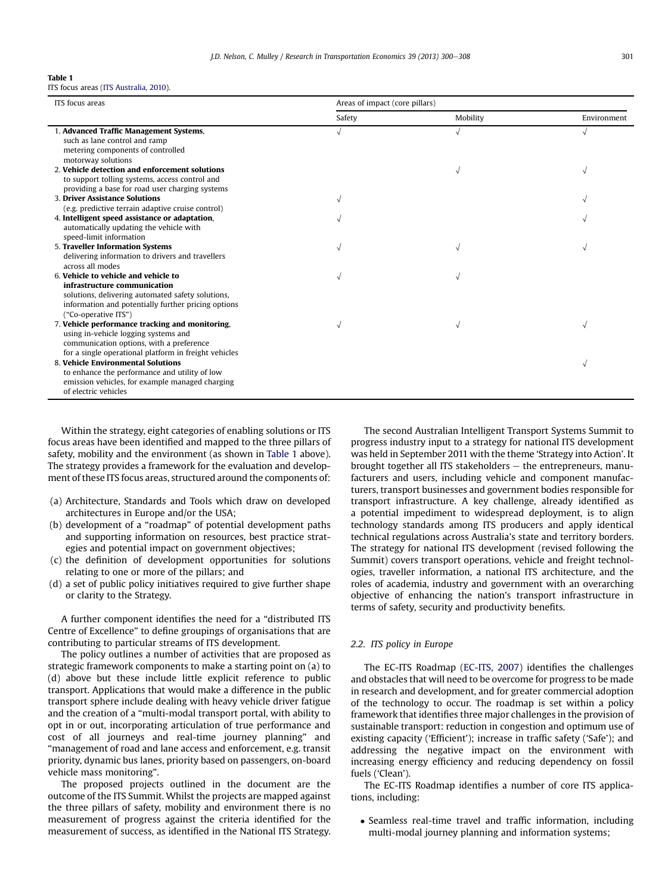**Table 1**
ITS focus areas (ITS Australia, 2010).

| ITS focus areas | Areas of impact (core pillars) | | |
|---|---|---|---|
| | Safety | Mobility | Environment |
| 1. **Advanced Traffic Management Systems**, such as lane control and ramp metering components of controlled motorway solutions | √ | √ | √ |
| 2. **Vehicle detection and enforcement solutions** to support tolling systems, access control and providing a base for road user charging systems | | √ | √ |
| 3. **Driver Assistance Solutions** (e.g. predictive terrain adaptive cruise control) | √ | | √ |
| 4. **Intelligent speed assistance or adaptation**, automatically updating the vehicle with speed-limit information | √ | | √ |
| 5. **Traveller Information Systems** delivering information to drivers and travellers across all modes | √ | √ | √ |
| 6. **Vehicle to vehicle and vehicle to infrastructure communication** solutions, delivering automated safety solutions, information and potentially further pricing options ("Co-operative ITS") | √ | √ | |
| 7. **Vehicle performance tracking and monitoring**, using in-vehicle logging systems and communication options, with a preference for a single operational platform in freight vehicles | √ | √ | √ |
| 8. **Vehicle Environmental Solutions** to enhance the performance and utility of low emission vehicles, for example managed charging of electric vehicles | | | √ |

Within the strategy, eight categories of enabling solutions or ITS focus areas have been identified and mapped to the three pillars of safety, mobility and the environment (as shown in Table 1 above). The strategy provides a framework for the evaluation and development of these ITS focus areas, structured around the components of:

(a) Architecture, Standards and Tools which draw on developed architectures in Europe and/or the USA;
(b) development of a "roadmap" of potential development paths and supporting information on resources, best practice strategies and potential impact on government objectives;
(c) the definition of development opportunities for solutions relating to one or more of the pillars; and
(d) a set of public policy initiatives required to give further shape or clarity to the Strategy.

A further component identifies the need for a "distributed ITS Centre of Excellence" to define groupings of organisations that are contributing to particular streams of ITS development.

The policy outlines a number of activities that are proposed as strategic framework components to make a starting point on (a) to (d) above but these include little explicit reference to public transport. Applications that would make a difference in the public transport sphere include dealing with heavy vehicle driver fatigue and the creation of a "multi-modal transport portal, with ability to opt in or out, incorporating articulation of true performance and cost of all journeys and real-time journey planning" and "management of road and lane access and enforcement, e.g. transit priority, dynamic bus lanes, priority based on passengers, on-board vehicle mass monitoring".

The proposed projects outlined in the document are the outcome of the ITS Summit. Whilst the projects are mapped against the three pillars of safety, mobility and environment there is no measurement of progress against the criteria identified for the measurement of success, as identified in the National ITS Strategy.

The second Australian Intelligent Transport Systems Summit to progress industry input to a strategy for national ITS development was held in September 2011 with the theme 'Strategy into Action'. It brought together all ITS stakeholders – the entrepreneurs, manufacturers and users, including vehicle and component manufacturers, transport businesses and government bodies responsible for transport infrastructure. A key challenge, already identified as a potential impediment to widespread deployment, is to align technology standards among ITS producers and apply identical technical regulations across Australia's state and territory borders. The strategy for national ITS development (revised following the Summit) covers transport operations, vehicle and freight technologies, traveller information, a national ITS architecture, and the roles of academia, industry and government with an overarching objective of enhancing the nation's transport infrastructure in terms of safety, security and productivity benefits.

### 2.2. ITS policy in Europe

The EC-ITS Roadmap (EC-ITS, 2007) identifies the challenges and obstacles that will need to be overcome for progress to be made in research and development, and for greater commercial adoption of the technology to occur. The roadmap is set within a policy framework that identifies three major challenges in the provision of sustainable transport: reduction in congestion and optimum use of existing capacity ('Efficient'); increase in traffic safety ('Safe'); and addressing the negative impact on the environment with increasing energy efficiency and reducing dependency on fossil fuels ('Clean').

The EC-ITS Roadmap identifies a number of core ITS applications, including:

- Seamless real-time travel and traffic information, including multi-modal journey planning and information systems;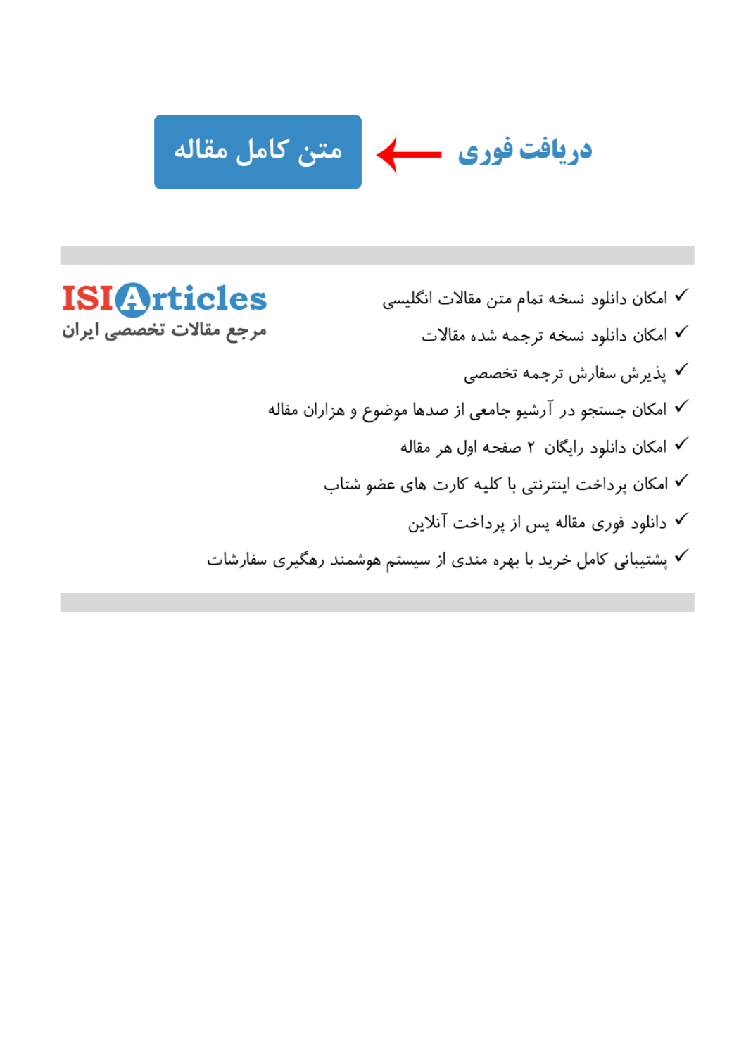دریافت فوری ← **متن کامل مقاله**

**ISIArticles**
مرجع مقالات تخصصی ایران

- ✓ امکان دانلود نسخه تمام متن مقالات انگلیسی
- ✓ امکان دانلود نسخه ترجمه شده مقالات
- ✓ پذیرش سفارش ترجمه تخصصی
- ✓ امکان جستجو در آرشیو جامعی از صدها موضوع و هزاران مقاله
- ✓ امکان دانلود رایگان ۲ صفحه اول هر مقاله
- ✓ امکان پرداخت اینترنتی با کلیه کارت های عضو شتاب
- ✓ دانلود فوری مقاله پس از پرداخت آنلاین
- ✓ پشتیبانی کامل خرید با بهره مندی از سیستم هوشمند رهگیری سفارشات